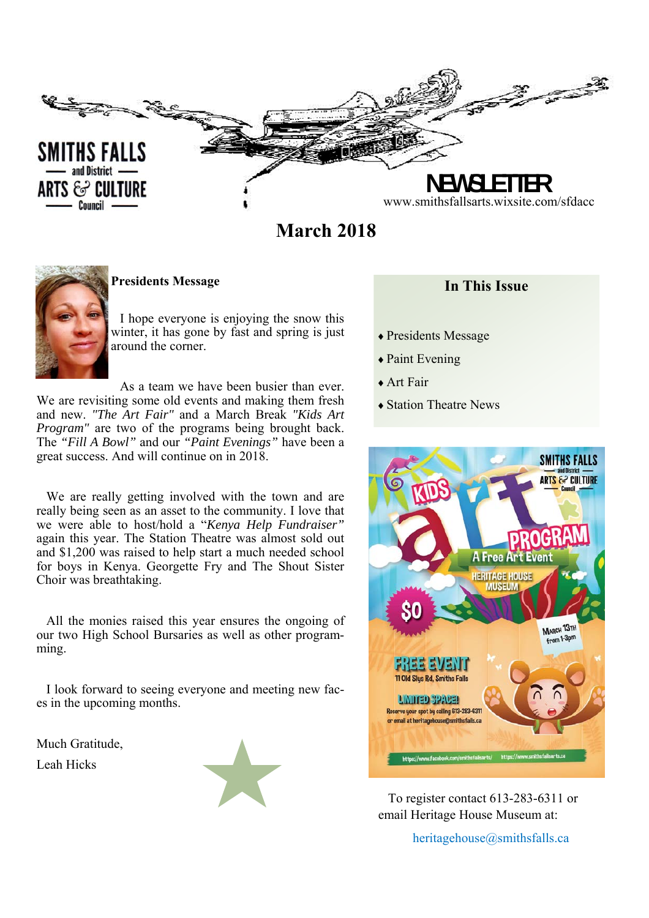# SMITHS FALLS and District ARTS & CULTURE Council

# NEWSLETTER

www.smithsfallsarts.wixsite.com/sfdacc

## March 2018

### Presidents Message

I hope everyone is enjoying the snow this winter, it has gone by fast and spring is just around the corner.

As a team we have been busier than ever. We are revisiting some old events and making them fresh and new. *"The Art Fair"* and a March Break *"Kids Art Program"* are two of the programs being brought back. The *"Fill A Bowl"* and our *"Paint Evenings"* have been a great success. And will continue on in 2018.

We are really getting involved with the town and are really being seen as an asset to the community. I love that we were able to host/hold a "*Kenya Help Fundraiser"* again this year. The Station Theatre was almost sold out and $1,200 was raised to help start a much needed school for boys in Kenya. Georgette Fry and The Shout Sister Choir was breathtaking.

All the monies raised this year ensures the ongoing of our two High School Bursaries as well as other programming.

I look forward to seeing everyone and meeting new faces in the upcoming months.

Much Gratitude,

Leah Hicks

### In This Issue

- Presidents Message
- Paint Evening
- Art Fair
- Station Theatre News

KIDS art PROGRAM — A Free Art Event — HERITAGE HOUSE MUSEUM — $0 — March 13th from 1-3pm — FREE EVENT — 11 Old Slys Rd, Smiths Falls — LIMITED SPACE! Reserve your spot by calling 613-283-6311 or email at heritagehouse@smithsfalls.ca — https://www.facebook.com/smithsfallsarts/ — https://www.smithsfallsarts.ca

To register contact 613-283-6311 or email Heritage House Museum at:

heritagehouse@smithsfalls.ca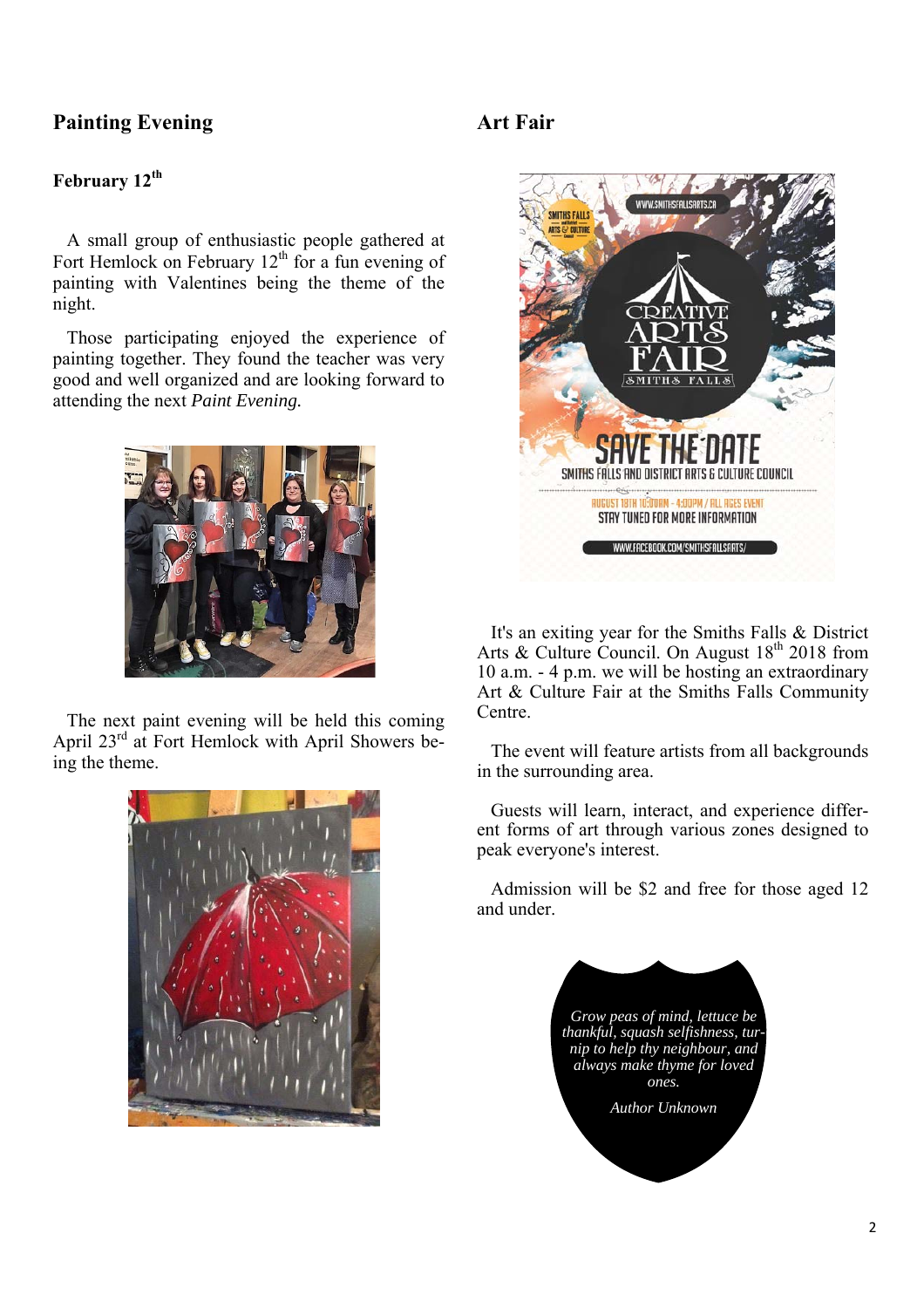## Painting Evening

**February 12th**

A small group of enthusiastic people gathered at Fort Hemlock on February 12th for a fun evening of painting with Valentines being the theme of the night.

Those participating enjoyed the experience of painting together. They found the teacher was very good and well organized and are looking forward to attending the next *Paint Evening.*

The next paint evening will be held this coming April 23rd at Fort Hemlock with April Showers being the theme.

## Art Fair

It's an exiting year for the Smiths Falls & District Arts & Culture Council. On August 18th 2018 from 10 a.m. - 4 p.m. we will be hosting an extraordinary Art & Culture Fair at the Smiths Falls Community Centre.

The event will feature artists from all backgrounds in the surrounding area.

Guests will learn, interact, and experience different forms of art through various zones designed to peak everyone's interest.

Admission will be $2 and free for those aged 12 and under.

*Grow peas of mind, lettuce be thankful, squash selfishness, turnip to help thy neighbour, and always make thyme for loved ones.*

*Author Unknown*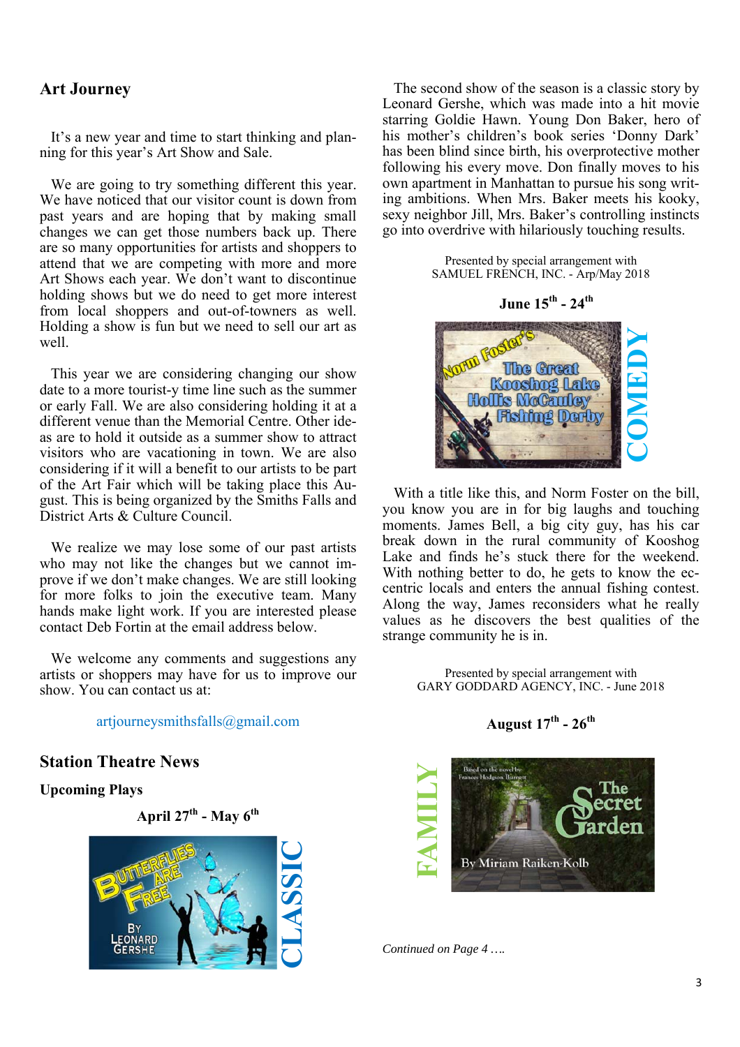## Art Journey

It's a new year and time to start thinking and planning for this year's Art Show and Sale.

We are going to try something different this year. We have noticed that our visitor count is down from past years and are hoping that by making small changes we can get those numbers back up. There are so many opportunities for artists and shoppers to attend that we are competing with more and more Art Shows each year. We don't want to discontinue holding shows but we do need to get more interest from local shoppers and out-of-towners as well. Holding a show is fun but we need to sell our art as well.

This year we are considering changing our show date to a more tourist-y time line such as the summer or early Fall. We are also considering holding it at a different venue than the Memorial Centre. Other ideas are to hold it outside as a summer show to attract visitors who are vacationing in town. We are also considering if it will a benefit to our artists to be part of the Art Fair which will be taking place this August. This is being organized by the Smiths Falls and District Arts & Culture Council.

We realize we may lose some of our past artists who may not like the changes but we cannot improve if we don't make changes. We are still looking for more folks to join the executive team. Many hands make light work. If you are interested please contact Deb Fortin at the email address below.

We welcome any comments and suggestions any artists or shoppers may have for us to improve our show. You can contact us at:

artjourneysmithsfalls@gmail.com

## Station Theatre News

### Upcoming Plays

**April 27th - May 6th**

CLASSIC

Butterflies Are Free — By Leonard Gershe

The second show of the season is a classic story by Leonard Gershe, which was made into a hit movie starring Goldie Hawn. Young Don Baker, hero of his mother's children's book series 'Donny Dark' has been blind since birth, his overprotective mother following his every move. Don finally moves to his own apartment in Manhattan to pursue his song writing ambitions. When Mrs. Baker meets his kooky, sexy neighbor Jill, Mrs. Baker's controlling instincts go into overdrive with hilariously touching results.

Presented by special arrangement with
SAMUEL FRENCH, INC. - Arp/May 2018

**June 15th - 24th**

COMEDY

Norm Foster's The Great Kooshog Lake Hollis McCauley Fishing Derby

With a title like this, and Norm Foster on the bill, you know you are in for big laughs and touching moments. James Bell, a big city guy, has his car break down in the rural community of Kooshog Lake and finds he's stuck there for the weekend. With nothing better to do, he gets to know the eccentric locals and enters the annual fishing contest. Along the way, James reconsiders what he really values as he discovers the best qualities of the strange community he is in.

Presented by special arrangement with
GARY GODDARD AGENCY, INC. - June 2018

**August 17th - 26th**

FAMILY

Based on the novel by Frances Hodgson Burnett — The Secret Garden — By Miriam Raiken-Kolb

*Continued on Page 4 ….*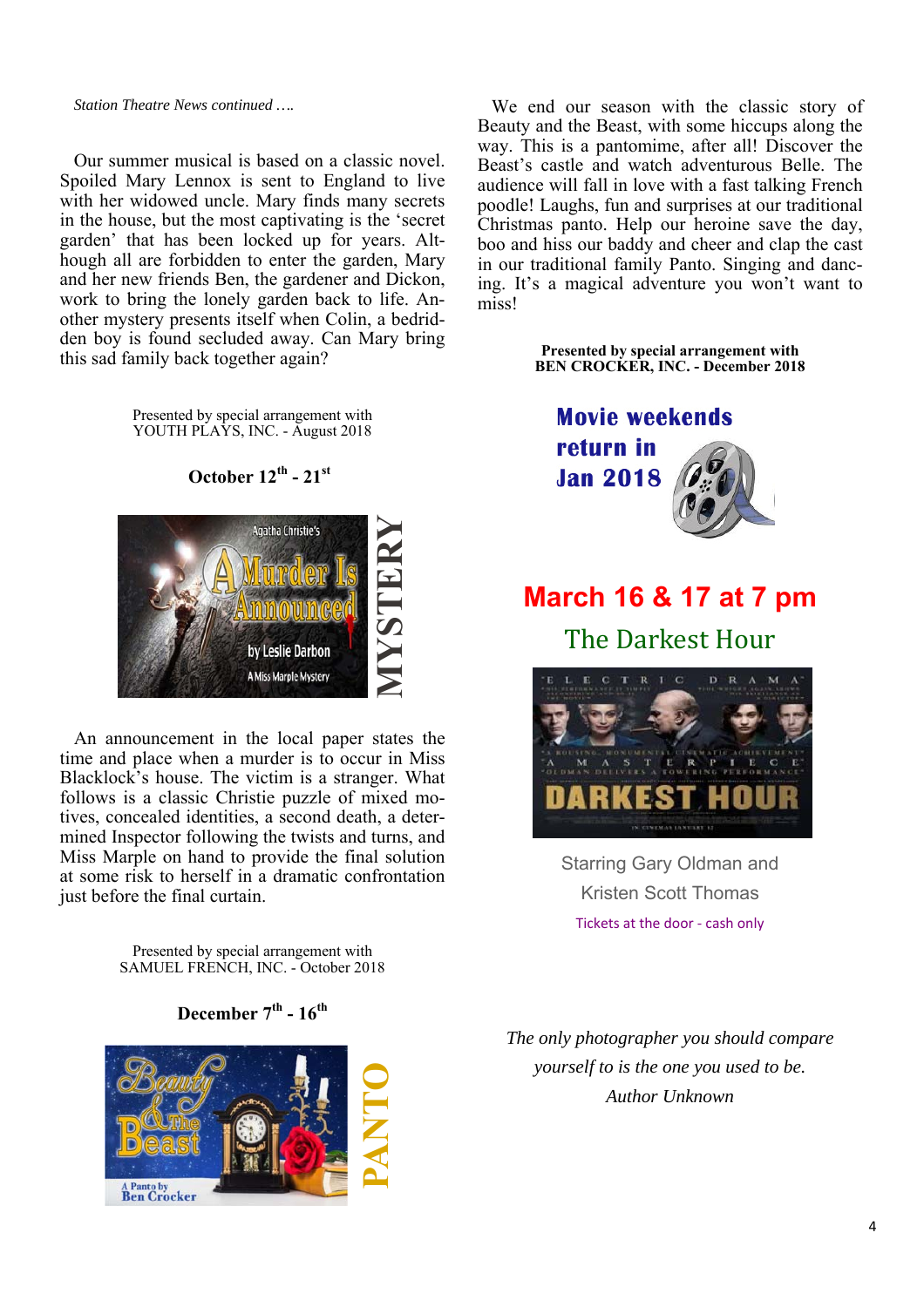*Station Theatre News continued ….*

Our summer musical is based on a classic novel. Spoiled Mary Lennox is sent to England to live with her widowed uncle. Mary finds many secrets in the house, but the most captivating is the 'secret garden' that has been locked up for years. Although all are forbidden to enter the garden, Mary and her new friends Ben, the gardener and Dickon, work to bring the lonely garden back to life. Another mystery presents itself when Colin, a bedridden boy is found secluded away. Can Mary bring this sad family back together again?

Presented by special arrangement with
YOUTH PLAYS, INC. - August 2018

**October 12th - 21st**

MYSTERY

An announcement in the local paper states the time and place when a murder is to occur in Miss Blacklock's house. The victim is a stranger. What follows is a classic Christie puzzle of mixed motives, concealed identities, a second death, a determined Inspector following the twists and turns, and Miss Marple on hand to provide the final solution at some risk to herself in a dramatic confrontation just before the final curtain.

Presented by special arrangement with
SAMUEL FRENCH, INC. - October 2018

**December 7th - 16th**

PANTO

We end our season with the classic story of Beauty and the Beast, with some hiccups along the way. This is a pantomime, after all! Discover the Beast's castle and watch adventurous Belle. The audience will fall in love with a fast talking French poodle! Laughs, fun and surprises at our traditional Christmas panto. Help our heroine save the day, boo and hiss our baddy and cheer and clap the cast in our traditional family Panto. Singing and dancing. It's a magical adventure you won't want to miss!

**Presented by special arrangement with**
**BEN CROCKER, INC. - December 2018**

## Movie weekends return in Jan 2018

## March 16 & 17 at 7 pm

### The Darkest Hour

Starring Gary Oldman and
Kristen Scott Thomas

Tickets at the door - cash only

*The only photographer you should compare yourself to is the one you used to be.*
*Author Unknown*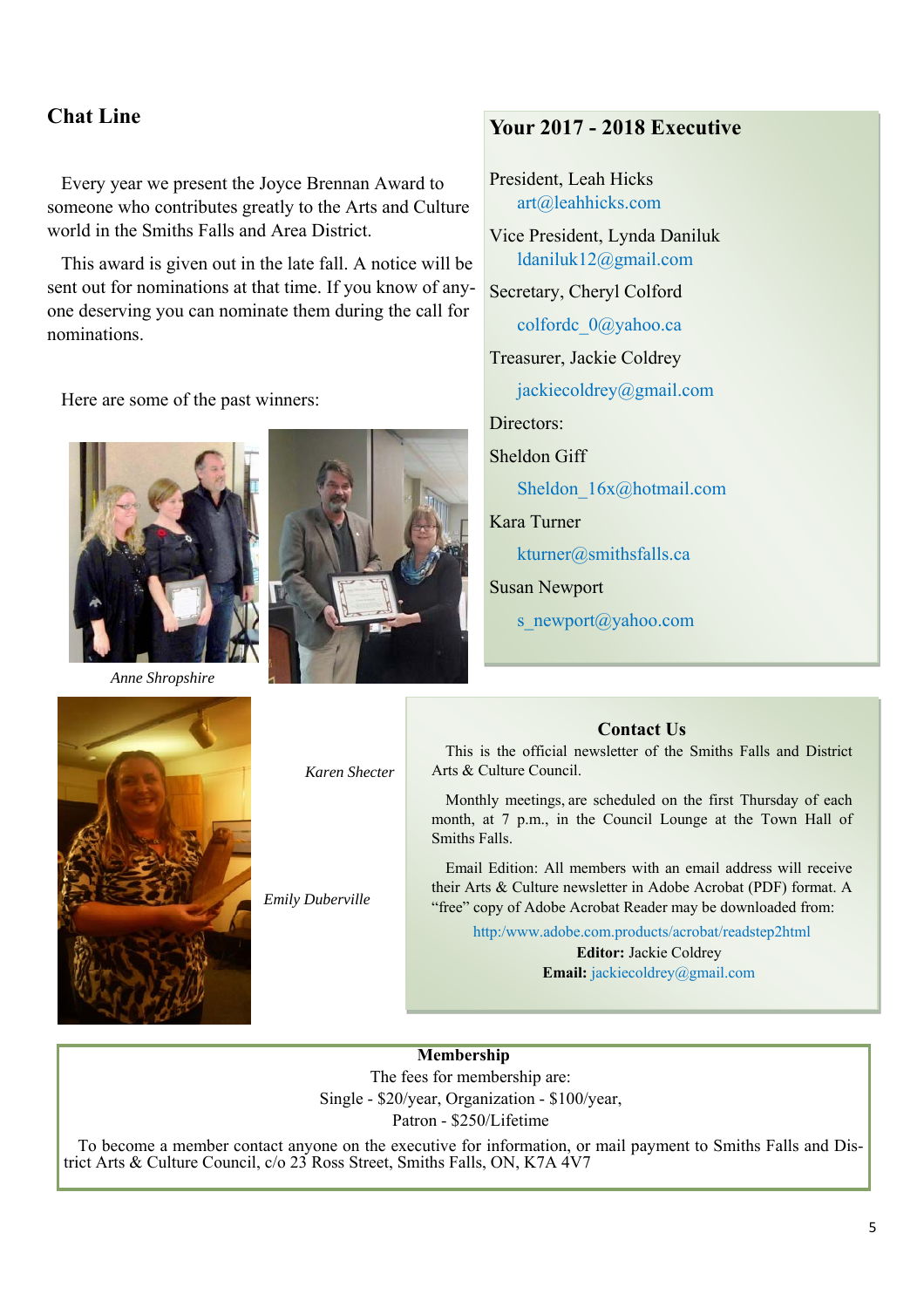## Chat Line

Every year we present the Joyce Brennan Award to someone who contributes greatly to the Arts and Culture world in the Smiths Falls and Area District.

This award is given out in the late fall. A notice will be sent out for nominations at that time. If you know of anyone deserving you can nominate them during the call for nominations.

Here are some of the past winners:

*Anne Shropshire*

*Karen Shecter*

*Emily Duberville*

## Your 2017 - 2018 Executive

President, Leah Hicks
art@leahhicks.com

Vice President, Lynda Daniluk
ldaniluk12@gmail.com

Secretary, Cheryl Colford
colfordc_0@yahoo.ca

Treasurer, Jackie Coldrey
jackiecoldrey@gmail.com

Directors:

Sheldon Giff
Sheldon_16x@hotmail.com

Kara Turner
kturner@smithsfalls.ca

Susan Newport
s_newport@yahoo.com

### Contact Us

This is the official newsletter of the Smiths Falls and District Arts & Culture Council.

Monthly meetings, are scheduled on the first Thursday of each month, at 7 p.m., in the Council Lounge at the Town Hall of Smiths Falls.

Email Edition: All members with an email address will receive their Arts & Culture newsletter in Adobe Acrobat (PDF) format. A "free" copy of Adobe Acrobat Reader may be downloaded from:

http:/www.adobe.com.products/acrobat/readstep2html

**Editor:** Jackie Coldrey
**Email:** jackiecoldrey@gmail.com

### Membership

The fees for membership are:
Single - $20/year, Organization - $100/year,
Patron - $250/Lifetime

To become a member contact anyone on the executive for information, or mail payment to Smiths Falls and District Arts & Culture Council, c/o 23 Ross Street, Smiths Falls, ON, K7A 4V7